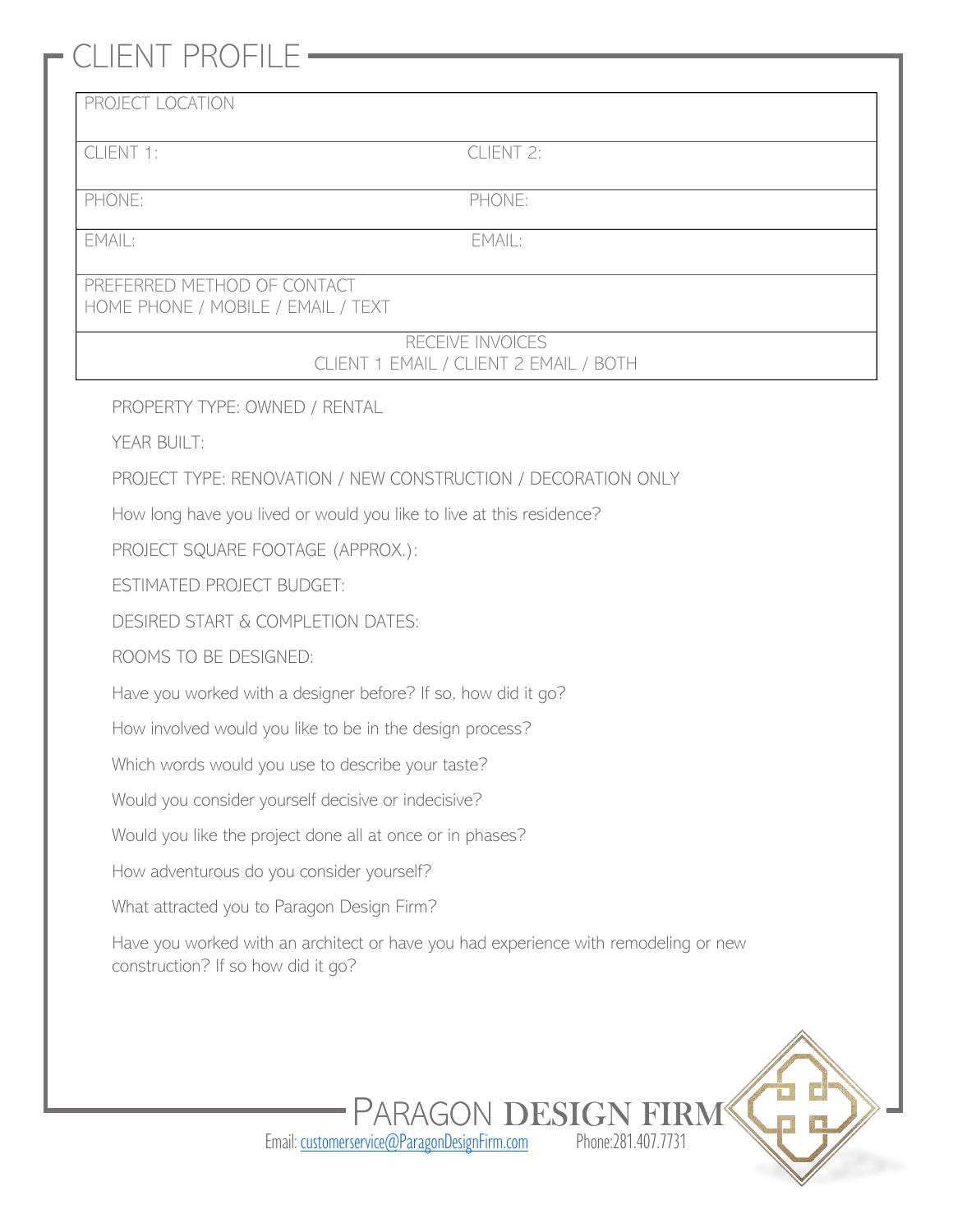# CLIENT PROFILE

| PROJECT LOCATION | |
|---|---|
| CLIENT 1: | CLIENT 2: |
| PHONE: | PHONE: |
| EMAIL: | EMAIL: |
| PREFERRED METHOD OF CONTACT<br>HOME PHONE / MOBILE / EMAIL / TEXT | |
| RECEIVE INVOICES<br>CLIENT 1 EMAIL / CLIENT 2 EMAIL / BOTH | |

PROPERTY TYPE: OWNED / RENTAL

YEAR BUILT:

PROJECT TYPE: RENOVATION / NEW CONSTRUCTION / DECORATION ONLY

How long have you lived or would you like to live at this residence?

PROJECT SQUARE FOOTAGE (APPROX.):

ESTIMATED PROJECT BUDGET:

DESIRED START & COMPLETION DATES:

ROOMS TO BE DESIGNED:

Have you worked with a designer before? If so, how did it go?

How involved would you like to be in the design process?

Which words would you use to describe your taste?

Would you consider yourself decisive or indecisive?

Would you like the project done all at once or in phases?

How adventurous do you consider yourself?

What attracted you to Paragon Design Firm?

Have you worked with an architect or have you had experience with remodeling or new construction? If so how did it go?

PARAGON DESIGN FIRM

Email: customerservice@ParagonDesignFirm.com Phone:281.407.7731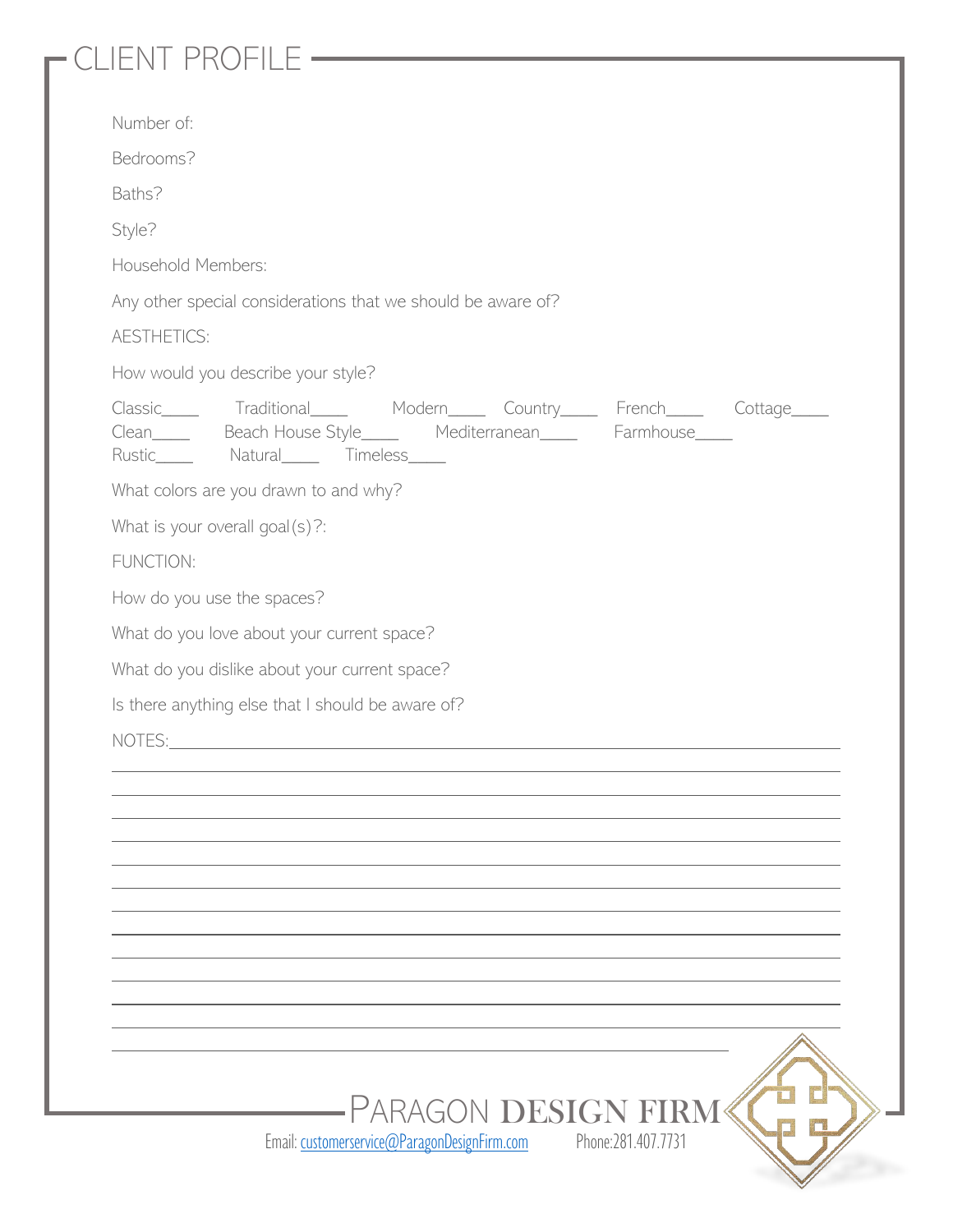# CLIENT PROFILE

Number of:

Bedrooms?

Baths?

Style?

Household Members:

Any other special considerations that we should be aware of?

AESTHETICS:

How would you describe your style?

Classic____ Traditional____ Modern____ Country____ French____ Cottage____
Clean____ Beach House Style____ Mediterranean____ Farmhouse____
Rustic____ Natural____ Timeless____

What colors are you drawn to and why?

What is your overall goal(s)?:

FUNCTION:

How do you use the spaces?

What do you love about your current space?

What do you dislike about your current space?

Is there anything else that I should be aware of?

NOTES:______________________________________________________________________

____________________________________________________________________________

____________________________________________________________________________

____________________________________________________________________________

____________________________________________________________________________

____________________________________________________________________________

____________________________________________________________________________

____________________________________________________________________________

____________________________________________________________________________

____________________________________________________________________________

____________________________________________________________________________

____________________________________________________________________________

____________________________________________________________________________

__________________________________________________________________________

PARAGON DESIGN FIRM

Email: customerservice@ParagonDesignFirm.com Phone:281.407.7731